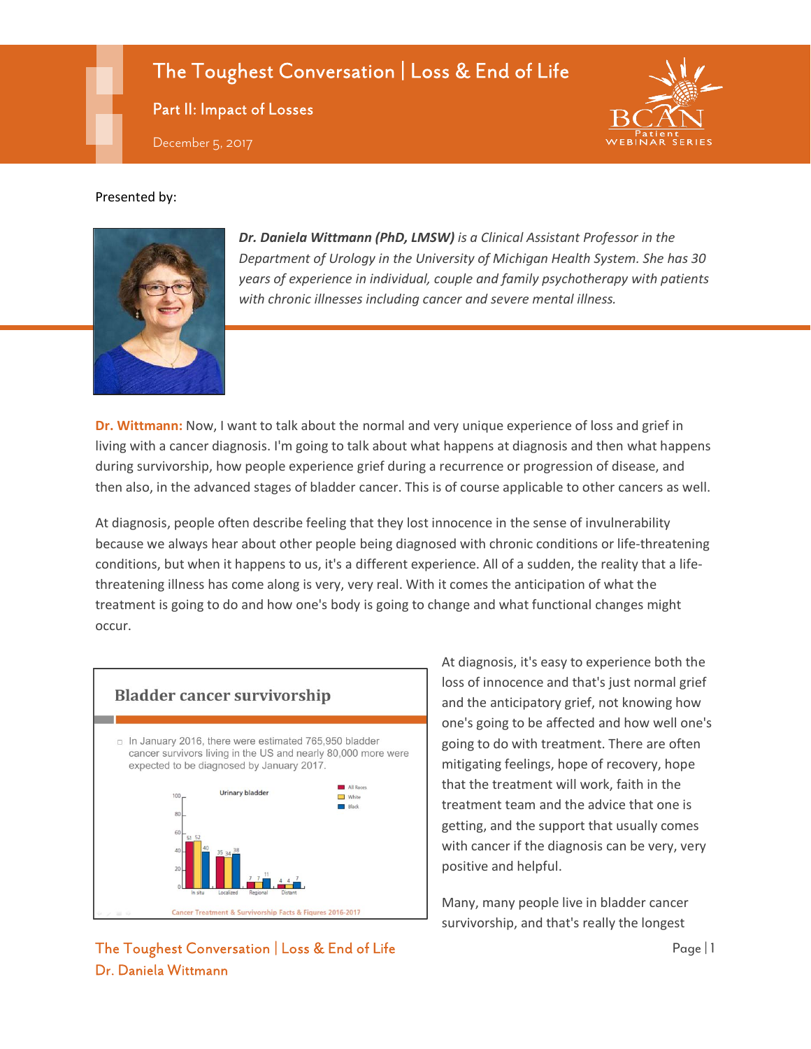# The Toughest Conversation | Loss & End of Life

## Part II: Impact of Losses

December 5, 2017

Presented by:

***Dr. Daniela Wittmann (PhD, LMSW)*** *is a Clinical Assistant Professor in the Department of Urology in the University of Michigan Health System. She has 30 years of experience in individual, couple and family psychotherapy with patients with chronic illnesses including cancer and severe mental illness.*

**Dr. Wittmann:** Now, I want to talk about the normal and very unique experience of loss and grief in living with a cancer diagnosis. I'm going to talk about what happens at diagnosis and then what happens during survivorship, how people experience grief during a recurrence or progression of disease, and then also, in the advanced stages of bladder cancer. This is of course applicable to other cancers as well.

At diagnosis, people often describe feeling that they lost innocence in the sense of invulnerability because we always hear about other people being diagnosed with chronic conditions or life-threatening conditions, but when it happens to us, it's a different experience. All of a sudden, the reality that a life-threatening illness has come along is very, very real. With it comes the anticipation of what the treatment is going to do and how one's body is going to change and what functional changes might occur.

**Bladder cancer survivorship**

- In January 2016, there were estimated 765,950 bladder cancer survivors living in the US and nearly 80,000 more were expected to be diagnosed by January 2017.

Urinary bladder

| | All Races | White | Black |
|---|---|---|---|
| In situ | 51 | 52 | 40 |
| Localized | 35 | 34 | 38 |
| Regional | 7 | 7 | 11 |
| Distant | 4 | 4 | 7 |

Cancer Treatment & Survivorship Facts & Figures 2016-2017

At diagnosis, it's easy to experience both the loss of innocence and that's just normal grief and the anticipatory grief, not knowing how one's going to be affected and how well one's going to do with treatment. There are often mitigating feelings, hope of recovery, hope that the treatment will work, faith in the treatment team and the advice that one is getting, and the support that usually comes with cancer if the diagnosis can be very, very positive and helpful.

Many, many people live in bladder cancer survivorship, and that's really the longest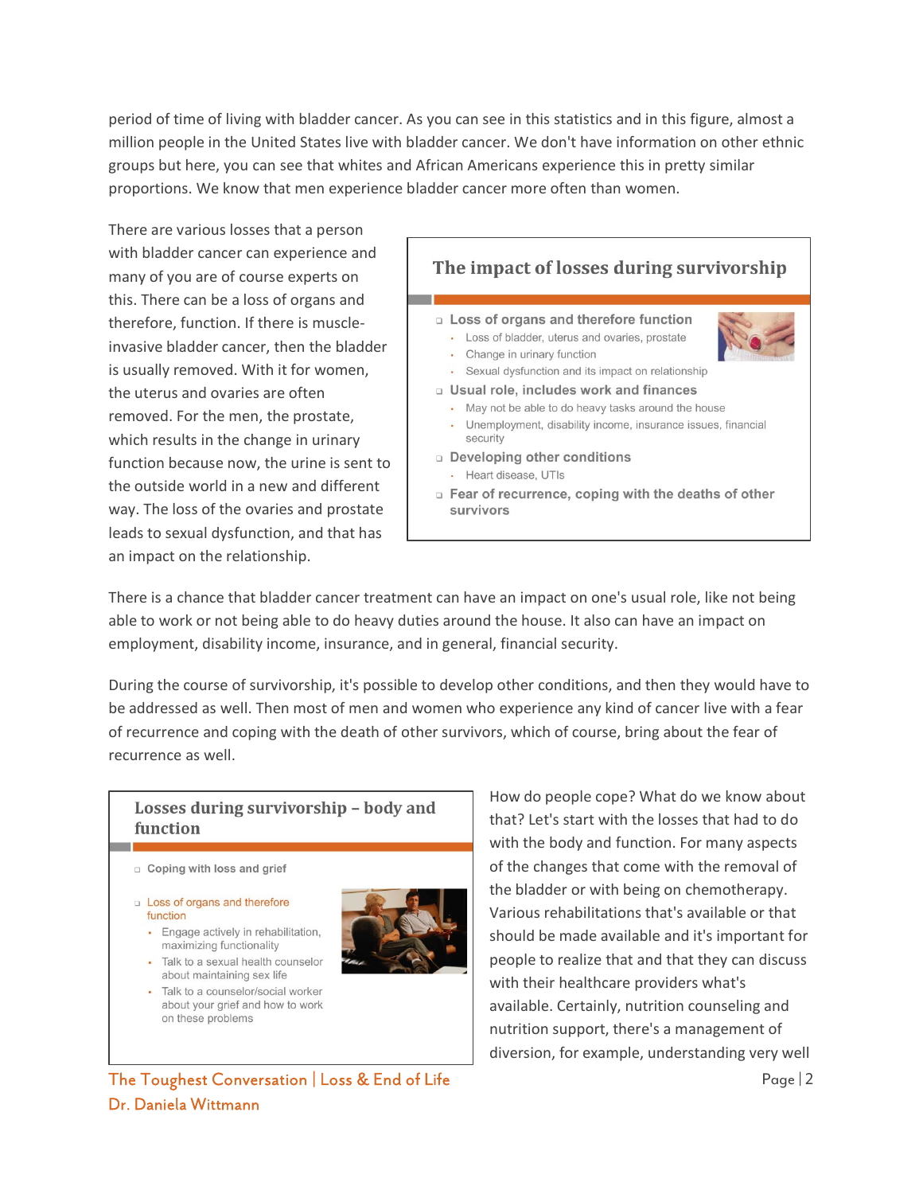period of time of living with bladder cancer. As you can see in this statistics and in this figure, almost a million people in the United States live with bladder cancer. We don't have information on other ethnic groups but here, you can see that whites and African Americans experience this in pretty similar proportions. We know that men experience bladder cancer more often than women.

There are various losses that a person with bladder cancer can experience and many of you are of course experts on this. There can be a loss of organs and therefore, function. If there is muscle-invasive bladder cancer, then the bladder is usually removed. With it for women, the uterus and ovaries are often removed. For the men, the prostate, which results in the change in urinary function because now, the urine is sent to the outside world in a new and different way. The loss of the ovaries and prostate leads to sexual dysfunction, and that has an impact on the relationship.

**The impact of losses during survivorship**

- Loss of organs and therefore function
  - Loss of bladder, uterus and ovaries, prostate
  - Change in urinary function
  - Sexual dysfunction and its impact on relationship
- Usual role, includes work and finances
  - May not be able to do heavy tasks around the house
  - Unemployment, disability income, insurance issues, financial security
- Developing other conditions
  - Heart disease, UTIs
- Fear of recurrence, coping with the deaths of other survivors

There is a chance that bladder cancer treatment can have an impact on one's usual role, like not being able to work or not being able to do heavy duties around the house. It also can have an impact on employment, disability income, insurance, and in general, financial security.

During the course of survivorship, it's possible to develop other conditions, and then they would have to be addressed as well. Then most of men and women who experience any kind of cancer live with a fear of recurrence and coping with the death of other survivors, which of course, bring about the fear of recurrence as well.

**Losses during survivorship – body and function**

- Coping with loss and grief
- Loss of organs and therefore function
  - Engage actively in rehabilitation, maximizing functionality
  - Talk to a sexual health counselor about maintaining sex life
  - Talk to a counselor/social worker about your grief and how to work on these problems

How do people cope? What do we know about that? Let's start with the losses that had to do with the body and function. For many aspects of the changes that come with the removal of the bladder or with being on chemotherapy. Various rehabilitations that's available or that should be made available and it's important for people to realize that and that they can discuss with their healthcare providers what's available. Certainly, nutrition counseling and nutrition support, there's a management of diversion, for example, understanding very well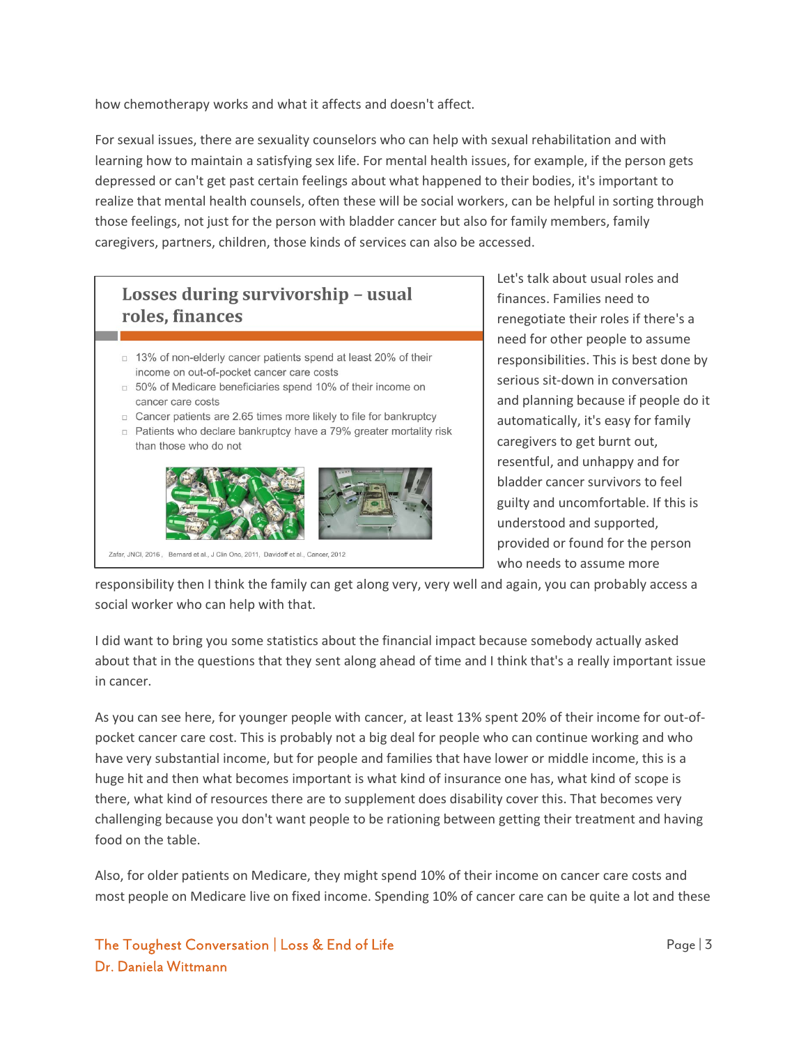how chemotherapy works and what it affects and doesn't affect.

For sexual issues, there are sexuality counselors who can help with sexual rehabilitation and with learning how to maintain a satisfying sex life. For mental health issues, for example, if the person gets depressed or can't get past certain feelings about what happened to their bodies, it's important to realize that mental health counsels, often these will be social workers, can be helpful in sorting through those feelings, not just for the person with bladder cancer but also for family members, family caregivers, partners, children, those kinds of services can also be accessed.

**Losses during survivorship – usual roles, finances**

- 13% of non-elderly cancer patients spend at least 20% of their income on out-of-pocket cancer care costs
- 50% of Medicare beneficiaries spend 10% of their income on cancer care costs
- Cancer patients are 2.65 times more likely to file for bankruptcy
- Patients who declare bankruptcy have a 79% greater mortality risk than those who do not

Zafar, JNCI, 2016, Bernard et al., J Clin Onc, 2011, Davidoff et al., Cancer, 2012

Let's talk about usual roles and finances. Families need to renegotiate their roles if there's a need for other people to assume responsibilities. This is best done by serious sit-down in conversation and planning because if people do it automatically, it's easy for family caregivers to get burnt out, resentful, and unhappy and for bladder cancer survivors to feel guilty and uncomfortable. If this is understood and supported, provided or found for the person who needs to assume more responsibility then I think the family can get along very, very well and again, you can probably access a social worker who can help with that.

I did want to bring you some statistics about the financial impact because somebody actually asked about that in the questions that they sent along ahead of time and I think that's a really important issue in cancer.

As you can see here, for younger people with cancer, at least 13% spent 20% of their income for out-of-pocket cancer care cost. This is probably not a big deal for people who can continue working and who have very substantial income, but for people and families that have lower or middle income, this is a huge hit and then what becomes important is what kind of insurance one has, what kind of scope is there, what kind of resources there are to supplement does disability cover this. That becomes very challenging because you don't want people to be rationing between getting their treatment and having food on the table.

Also, for older patients on Medicare, they might spend 10% of their income on cancer care costs and most people on Medicare live on fixed income. Spending 10% of cancer care can be quite a lot and these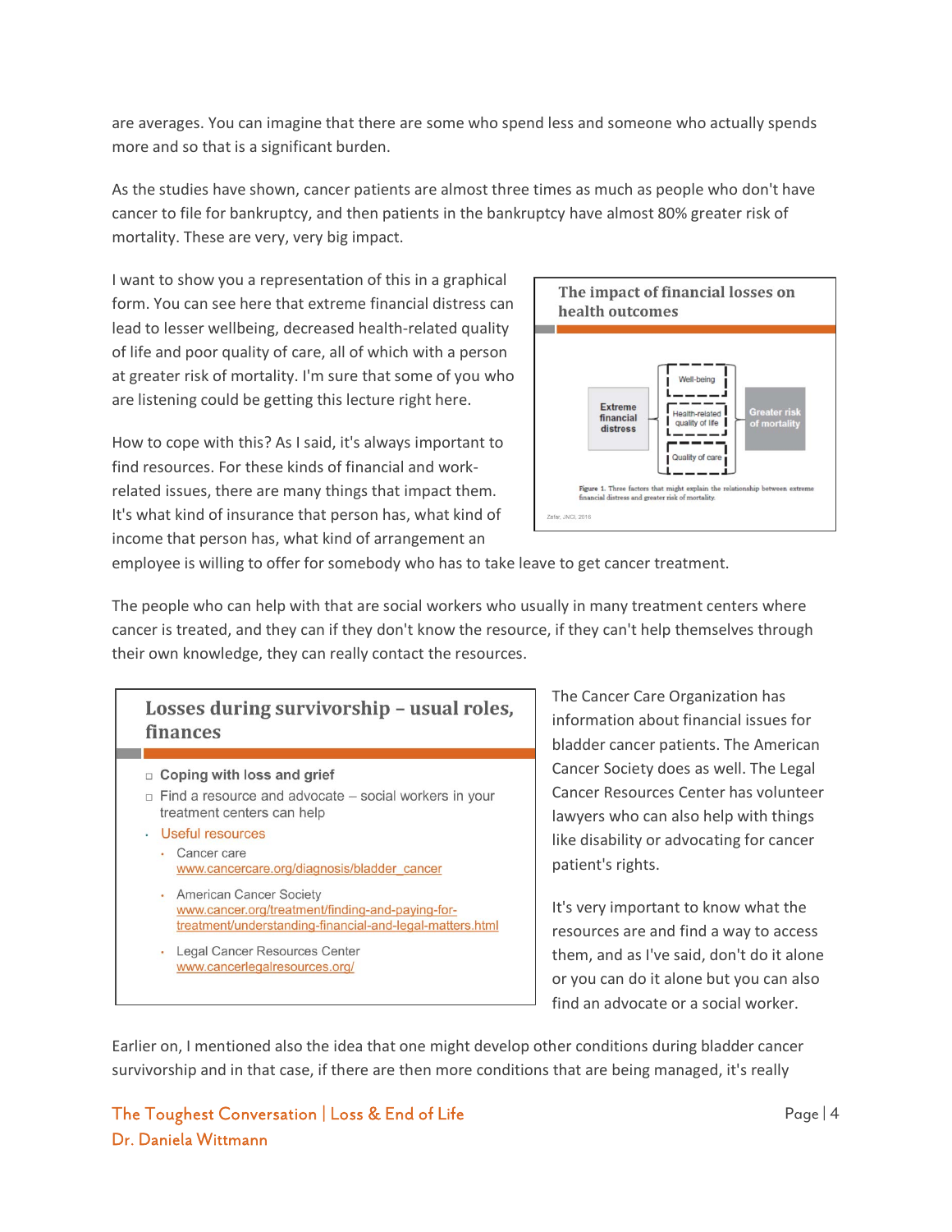are averages. You can imagine that there are some who spend less and someone who actually spends more and so that is a significant burden.

As the studies have shown, cancer patients are almost three times as much as people who don't have cancer to file for bankruptcy, and then patients in the bankruptcy have almost 80% greater risk of mortality. These are very, very big impact.

I want to show you a representation of this in a graphical form. You can see here that extreme financial distress can lead to lesser wellbeing, decreased health-related quality of life and poor quality of care, all of which with a person at greater risk of mortality. I'm sure that some of you who are listening could be getting this lecture right here.

**The impact of financial losses on health outcomes**

Extreme financial distress → Well-being / Health-related quality of life / Quality of care → Greater risk of mortality

Figure 1. Three factors that might explain the relationship between extreme financial distress and greater risk of mortality.

Zafar, JNCI, 2016

How to cope with this? As I said, it's always important to find resources. For these kinds of financial and work-related issues, there are many things that impact them. It's what kind of insurance that person has, what kind of income that person has, what kind of arrangement an employee is willing to offer for somebody who has to take leave to get cancer treatment.

The people who can help with that are social workers who usually in many treatment centers where cancer is treated, and they can if they don't know the resource, if they can't help themselves through their own knowledge, they can really contact the resources.

**Losses during survivorship – usual roles, finances**

- Coping with loss and grief
- Find a resource and advocate – social workers in your treatment centers can help
- Useful resources
  - Cancer care
    www.cancercare.org/diagnosis/bladder_cancer
  - American Cancer Society
    www.cancer.org/treatment/finding-and-paying-for-treatment/understanding-financial-and-legal-matters.html
  - Legal Cancer Resources Center
    www.cancerlegalresources.org/

The Cancer Care Organization has information about financial issues for bladder cancer patients. The American Cancer Society does as well. The Legal Cancer Resources Center has volunteer lawyers who can also help with things like disability or advocating for cancer patient's rights.

It's very important to know what the resources are and find a way to access them, and as I've said, don't do it alone or you can do it alone but you can also find an advocate or a social worker.

Earlier on, I mentioned also the idea that one might develop other conditions during bladder cancer survivorship and in that case, if there are then more conditions that are being managed, it's really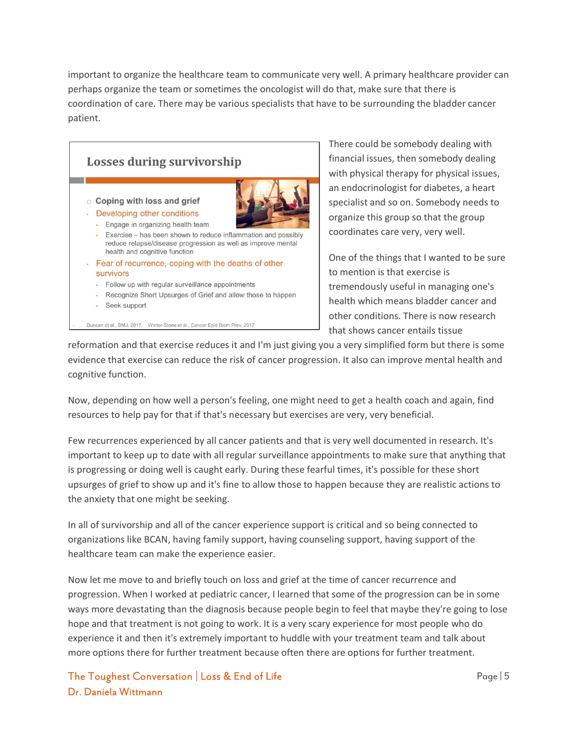important to organize the healthcare team to communicate very well. A primary healthcare provider can perhaps organize the team or sometimes the oncologist will do that, make sure that there is coordination of care. There may be various specialists that have to be surrounding the bladder cancer patient.

**Losses during survivorship**

- Coping with loss and grief
  - Developing other conditions
    - Engage in organizing health team
    - Exercise – has been shown to reduce inflammation and possibly reduce relapse/disease progression as well as improve mental health and cognitive function
  - Fear of recurrence, coping with the deaths of other survivors
    - Follow up with regular surveillance appointments
    - Recognize Short Upsurges of Grief and allow those to happen
    - Seek support

Duncan et al., BMJ, 2017, Winter-Stone et al., Cancer Epid Biom Prev, 2017

There could be somebody dealing with financial issues, then somebody dealing with physical therapy for physical issues, an endocrinologist for diabetes, a heart specialist and so on. Somebody needs to organize this group so that the group coordinates care very, very well.

One of the things that I wanted to be sure to mention is that exercise is tremendously useful in managing one's health which means bladder cancer and other conditions. There is now research that shows cancer entails tissue reformation and that exercise reduces it and I'm just giving you a very simplified form but there is some evidence that exercise can reduce the risk of cancer progression. It also can improve mental health and cognitive function.

Now, depending on how well a person's feeling, one might need to get a health coach and again, find resources to help pay for that if that's necessary but exercises are very, very beneficial.

Few recurrences experienced by all cancer patients and that is very well documented in research. It's important to keep up to date with all regular surveillance appointments to make sure that anything that is progressing or doing well is caught early. During these fearful times, it's possible for these short upsurges of grief to show up and it's fine to allow those to happen because they are realistic actions to the anxiety that one might be seeking.

In all of survivorship and all of the cancer experience support is critical and so being connected to organizations like BCAN, having family support, having counseling support, having support of the healthcare team can make the experience easier.

Now let me move to and briefly touch on loss and grief at the time of cancer recurrence and progression. When I worked at pediatric cancer, I learned that some of the progression can be in some ways more devastating than the diagnosis because people begin to feel that maybe they're going to lose hope and that treatment is not going to work. It is a very scary experience for most people who do experience it and then it's extremely important to huddle with your treatment team and talk about more options there for further treatment because often there are options for further treatment.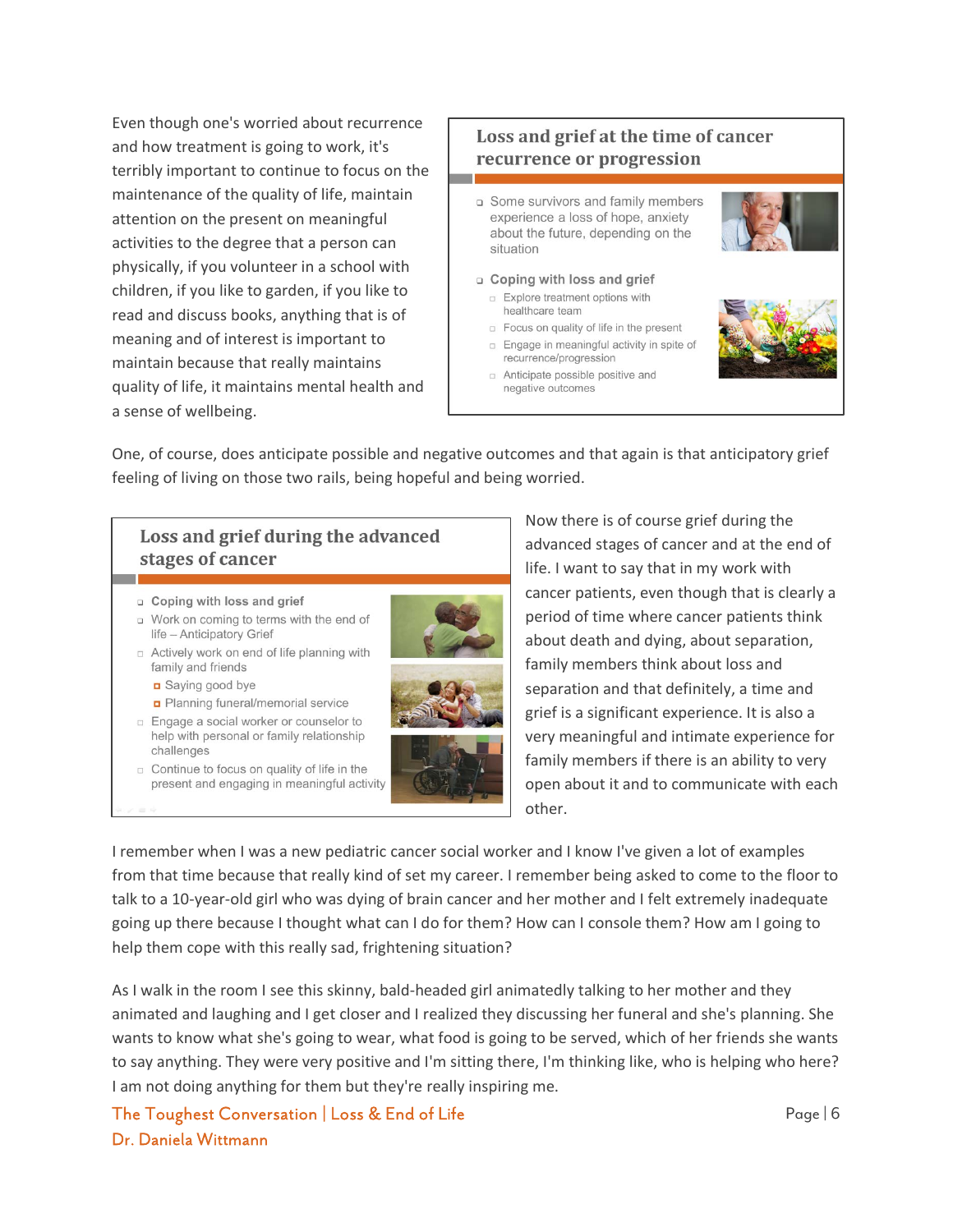Even though one's worried about recurrence and how treatment is going to work, it's terribly important to continue to focus on the maintenance of the quality of life, maintain attention on the present on meaningful activities to the degree that a person can physically, if you volunteer in a school with children, if you like to garden, if you like to read and discuss books, anything that is of meaning and of interest is important to maintain because that really maintains quality of life, it maintains mental health and a sense of wellbeing.

### Loss and grief at the time of cancer recurrence or progression

- Some survivors and family members experience a loss of hope, anxiety about the future, depending on the situation
- Coping with loss and grief
  - Explore treatment options with healthcare team
  - Focus on quality of life in the present
  - Engage in meaningful activity in spite of recurrence/progression
  - Anticipate possible positive and negative outcomes

One, of course, does anticipate possible and negative outcomes and that again is that anticipatory grief feeling of living on those two rails, being hopeful and being worried.

### Loss and grief during the advanced stages of cancer

- Coping with loss and grief
- Work on coming to terms with the end of life – Anticipatory Grief
  - Actively work on end of life planning with family and friends
    - Saying good bye
    - Planning funeral/memorial service
  - Engage a social worker or counselor to help with personal or family relationship challenges
  - Continue to focus on quality of life in the present and engaging in meaningful activity

Now there is of course grief during the advanced stages of cancer and at the end of life. I want to say that in my work with cancer patients, even though that is clearly a period of time where cancer patients think about death and dying, about separation, family members think about loss and separation and that definitely, a time and grief is a significant experience. It is also a very meaningful and intimate experience for family members if there is an ability to very open about it and to communicate with each other.

I remember when I was a new pediatric cancer social worker and I know I've given a lot of examples from that time because that really kind of set my career. I remember being asked to come to the floor to talk to a 10-year-old girl who was dying of brain cancer and her mother and I felt extremely inadequate going up there because I thought what can I do for them? How can I console them? How am I going to help them cope with this really sad, frightening situation?

As I walk in the room I see this skinny, bald-headed girl animatedly talking to her mother and they animated and laughing and I get closer and I realized they discussing her funeral and she's planning. She wants to know what she's going to wear, what food is going to be served, which of her friends she wants to say anything. They were very positive and I'm sitting there, I'm thinking like, who is helping who here? I am not doing anything for them but they're really inspiring me.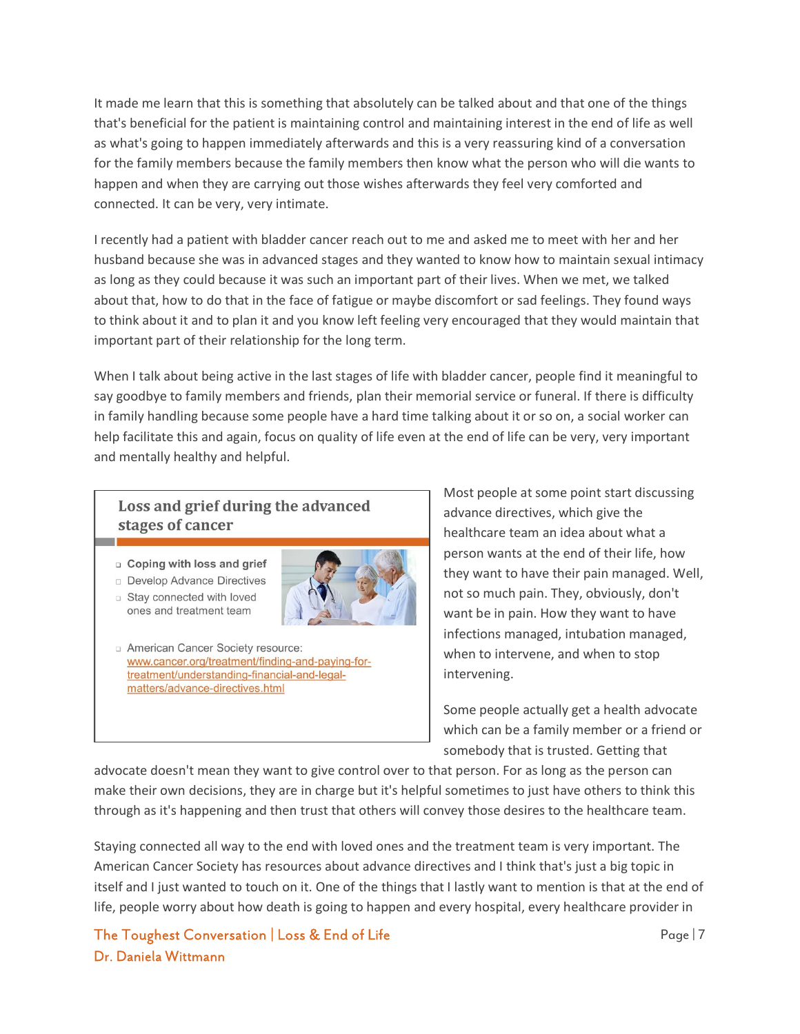It made me learn that this is something that absolutely can be talked about and that one of the things that's beneficial for the patient is maintaining control and maintaining interest in the end of life as well as what's going to happen immediately afterwards and this is a very reassuring kind of a conversation for the family members because the family members then know what the person who will die wants to happen and when they are carrying out those wishes afterwards they feel very comforted and connected. It can be very, very intimate.

I recently had a patient with bladder cancer reach out to me and asked me to meet with her and her husband because she was in advanced stages and they wanted to know how to maintain sexual intimacy as long as they could because it was such an important part of their lives. When we met, we talked about that, how to do that in the face of fatigue or maybe discomfort or sad feelings. They found ways to think about it and to plan it and you know left feeling very encouraged that they would maintain that important part of their relationship for the long term.

When I talk about being active in the last stages of life with bladder cancer, people find it meaningful to say goodbye to family members and friends, plan their memorial service or funeral. If there is difficulty in family handling because some people have a hard time talking about it or so on, a social worker can help facilitate this and again, focus on quality of life even at the end of life can be very, very important and mentally healthy and helpful.

**Loss and grief during the advanced stages of cancer**

- **Coping with loss and grief**
- Develop Advance Directives
- Stay connected with loved ones and treatment team
- American Cancer Society resource: www.cancer.org/treatment/finding-and-paying-for-treatment/understanding-financial-and-legal-matters/advance-directives.html

Most people at some point start discussing advance directives, which give the healthcare team an idea about what a person wants at the end of their life, how they want to have their pain managed. Well, not so much pain. They, obviously, don't want be in pain. How they want to have infections managed, intubation managed, when to intervene, and when to stop intervening.

Some people actually get a health advocate which can be a family member or a friend or somebody that is trusted. Getting that advocate doesn't mean they want to give control over to that person. For as long as the person can make their own decisions, they are in charge but it's helpful sometimes to just have others to think this through as it's happening and then trust that others will convey those desires to the healthcare team.

Staying connected all way to the end with loved ones and the treatment team is very important. The American Cancer Society has resources about advance directives and I think that's just a big topic in itself and I just wanted to touch on it. One of the things that I lastly want to mention is that at the end of life, people worry about how death is going to happen and every hospital, every healthcare provider in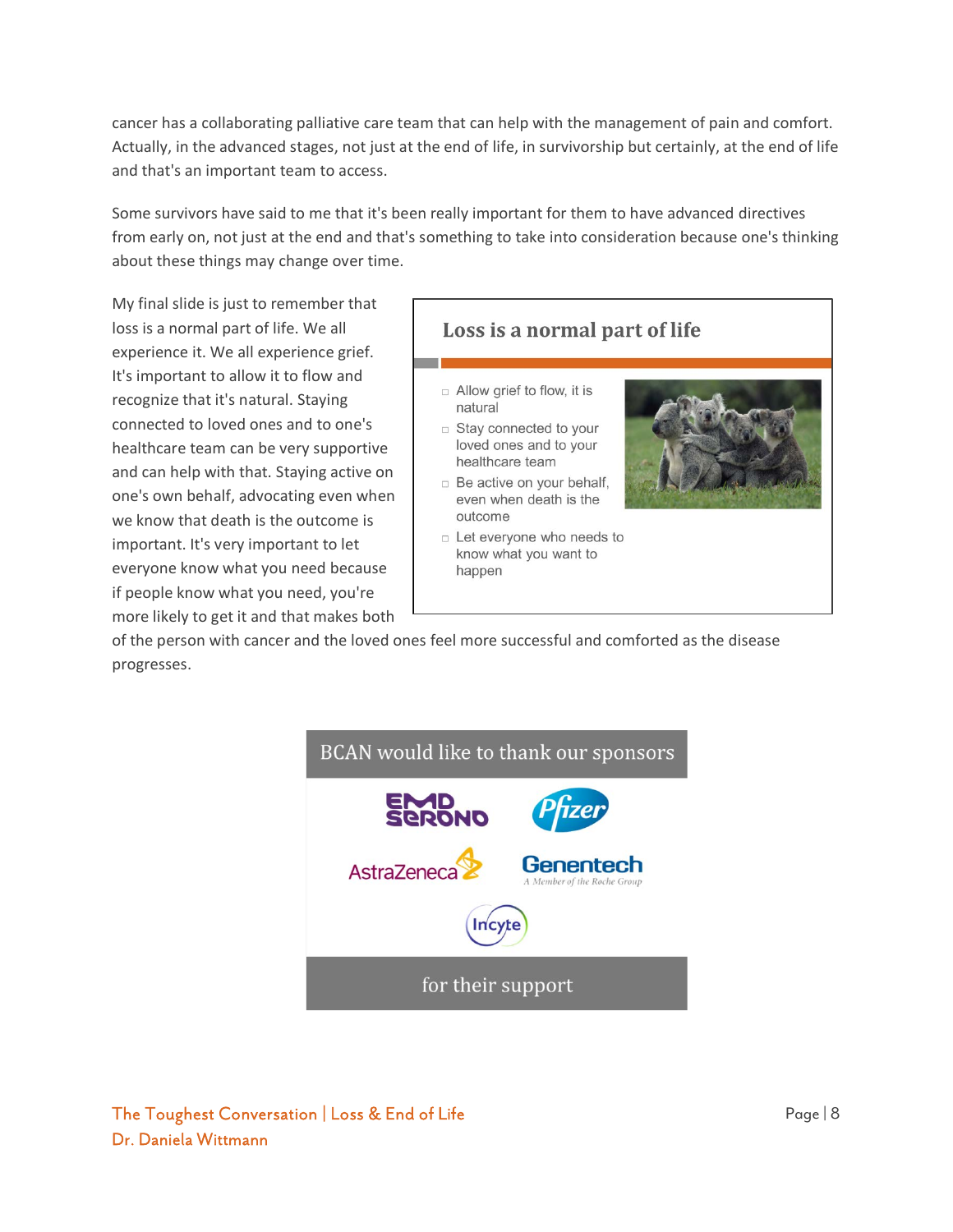cancer has a collaborating palliative care team that can help with the management of pain and comfort. Actually, in the advanced stages, not just at the end of life, in survivorship but certainly, at the end of life and that's an important team to access.

Some survivors have said to me that it's been really important for them to have advanced directives from early on, not just at the end and that's something to take into consideration because one's thinking about these things may change over time.

My final slide is just to remember that loss is a normal part of life. We all experience it. We all experience grief. It's important to allow it to flow and recognize that it's natural. Staying connected to loved ones and to one's healthcare team can be very supportive and can help with that. Staying active on one's own behalf, advocating even when we know that death is the outcome is important. It's very important to let everyone know what you need because if people know what you need, you're more likely to get it and that makes both of the person with cancer and the loved ones feel more successful and comforted as the disease progresses.

**Loss is a normal part of life**

- Allow grief to flow, it is natural
- Stay connected to your loved ones and to your healthcare team
- Be active on your behalf, even when death is the outcome
- Let everyone know who needs to know what you want to happen

BCAN would like to thank our sponsors

EMD Serono
Pfizer
AstraZeneca
Genentech
A Member of the Roche Group
Incyte

for their support